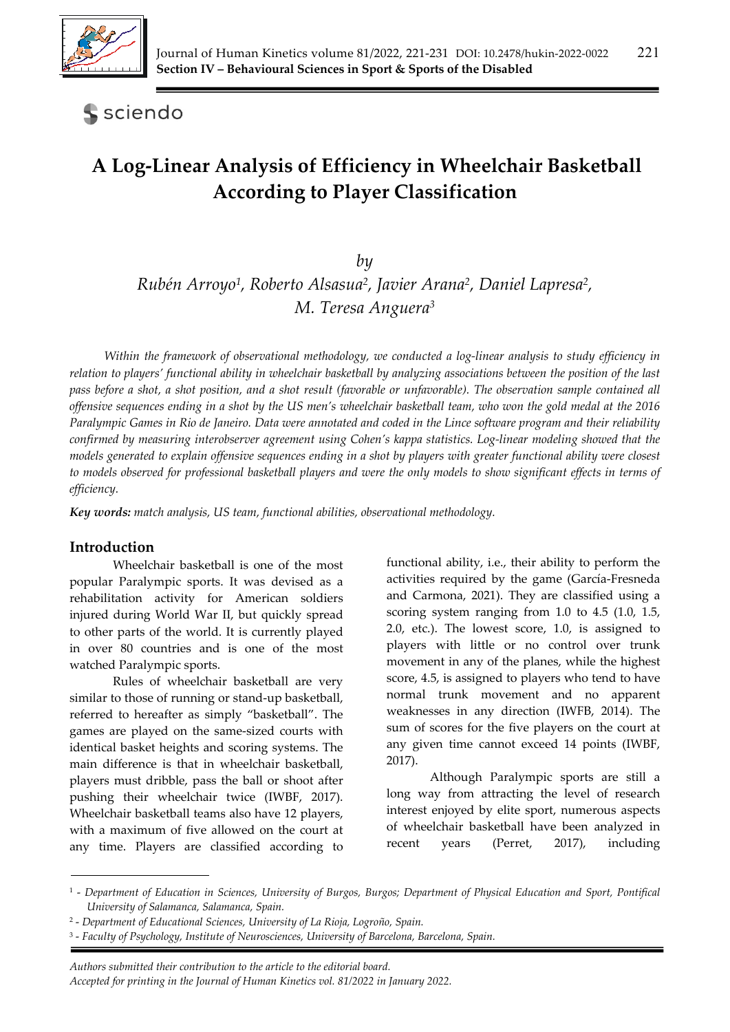# A Log-Linear Analysis of Efficiency in Wheelchair Basketball According to Player Classification

*by*

*Rubén Arroyo*[1], *Roberto Alsasua*[2], *Javier Arana*[2], *Daniel Lapresa*[2], *M. Teresa Anguera*[3]

*Within the framework of observational methodology, we conducted a log-linear analysis to study efficiency in relation to players' functional ability in wheelchair basketball by analyzing associations between the position of the last pass before a shot, a shot position, and a shot result (favorable or unfavorable). The observation sample contained all offensive sequences ending in a shot by the US men's wheelchair basketball team, who won the gold medal at the 2016 Paralympic Games in Rio de Janeiro. Data were annotated and coded in the Lince software program and their reliability confirmed by measuring interobserver agreement using Cohen's kappa statistics. Log-linear modeling showed that the models generated to explain offensive sequences ending in a shot by players with greater functional ability were closest to models observed for professional basketball players and were the only models to show significant effects in terms of efficiency.*

***Key words:*** *match analysis, US team, functional abilities, observational methodology.*

## Introduction

Wheelchair basketball is one of the most popular Paralympic sports. It was devised as a rehabilitation activity for American soldiers injured during World War II, but quickly spread to other parts of the world. It is currently played in over 80 countries and is one of the most watched Paralympic sports.

Rules of wheelchair basketball are very similar to those of running or stand-up basketball, referred to hereafter as simply "basketball". The games are played on the same-sized courts with identical basket heights and scoring systems. The main difference is that in wheelchair basketball, players must dribble, pass the ball or shoot after pushing their wheelchair twice (IWBF, 2017). Wheelchair basketball teams also have 12 players, with a maximum of five allowed on the court at any time. Players are classified according to functional ability, i.e., their ability to perform the activities required by the game (García-Fresneda and Carmona, 2021). They are classified using a scoring system ranging from 1.0 to 4.5 (1.0, 1.5, 2.0, etc.). The lowest score, 1.0, is assigned to players with little or no control over trunk movement in any of the planes, while the highest score, 4.5, is assigned to players who tend to have normal trunk movement and no apparent weaknesses in any direction (IWFB, 2014). The sum of scores for the five players on the court at any given time cannot exceed 14 points (IWBF, 2017).

Although Paralympic sports are still a long way from attracting the level of research interest enjoyed by elite sport, numerous aspects of wheelchair basketball have been analyzed in recent years (Perret, 2017), including

---

[1] - *Department of Education in Sciences, University of Burgos, Burgos; Department of Physical Education and Sport, Pontifical University of Salamanca, Salamanca, Spain.*

[2] - *Department of Educational Sciences, University of La Rioja, Logroño, Spain.*

[3] - *Faculty of Psychology, Institute of Neurosciences, University of Barcelona, Barcelona, Spain.*

*Authors submitted their contribution to the article to the editorial board.*
*Accepted for printing in the Journal of Human Kinetics vol. 81/2022 in January 2022.*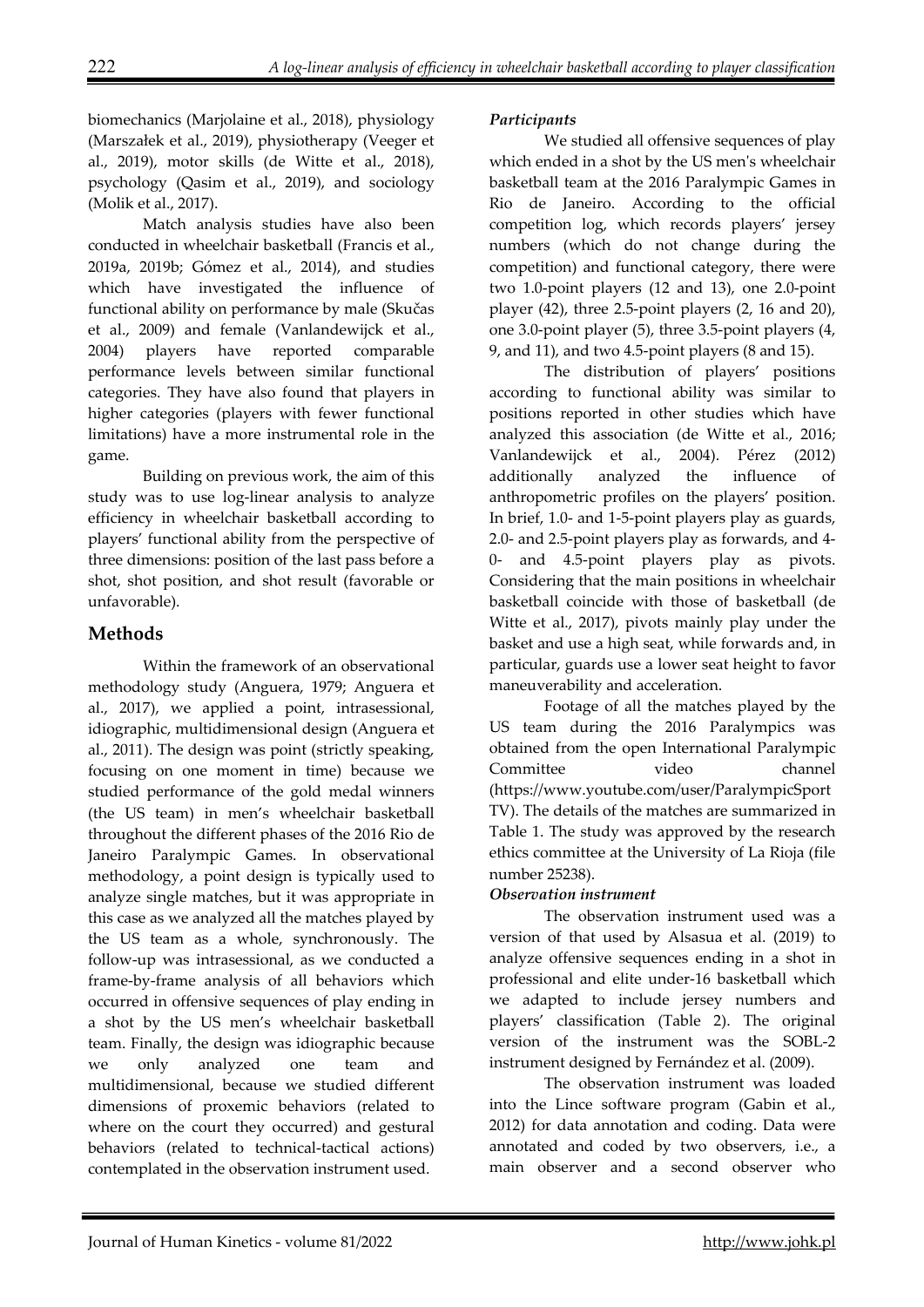biomechanics (Marjolaine et al., 2018), physiology (Marszałek et al., 2019), physiotherapy (Veeger et al., 2019), motor skills (de Witte et al., 2018), psychology (Qasim et al., 2019), and sociology (Molik et al., 2017).

Match analysis studies have also been conducted in wheelchair basketball (Francis et al., 2019a, 2019b; Gómez et al., 2014), and studies which have investigated the influence of functional ability on performance by male (Skučas et al., 2009) and female (Vanlandewijck et al., 2004) players have reported comparable performance levels between similar functional categories. They have also found that players in higher categories (players with fewer functional limitations) have a more instrumental role in the game.

Building on previous work, the aim of this study was to use log-linear analysis to analyze efficiency in wheelchair basketball according to players' functional ability from the perspective of three dimensions: position of the last pass before a shot, shot position, and shot result (favorable or unfavorable).

## Methods

Within the framework of an observational methodology study (Anguera, 1979; Anguera et al., 2017), we applied a point, intrasessional, idiographic, multidimensional design (Anguera et al., 2011). The design was point (strictly speaking, focusing on one moment in time) because we studied performance of the gold medal winners (the US team) in men's wheelchair basketball throughout the different phases of the 2016 Rio de Janeiro Paralympic Games. In observational methodology, a point design is typically used to analyze single matches, but it was appropriate in this case as we analyzed all the matches played by the US team as a whole, synchronously. The follow-up was intrasessional, as we conducted a frame-by-frame analysis of all behaviors which occurred in offensive sequences of play ending in a shot by the US men's wheelchair basketball team. Finally, the design was idiographic because we only analyzed one team and multidimensional, because we studied different dimensions of proxemic behaviors (related to where on the court they occurred) and gestural behaviors (related to technical-tactical actions) contemplated in the observation instrument used.

***Participants***

We studied all offensive sequences of play which ended in a shot by the US men's wheelchair basketball team at the 2016 Paralympic Games in Rio de Janeiro. According to the official competition log, which records players' jersey numbers (which do not change during the competition) and functional category, there were two 1.0-point players (12 and 13), one 2.0-point player (42), three 2.5-point players (2, 16 and 20), one 3.0-point player (5), three 3.5-point players (4, 9, and 11), and two 4.5-point players (8 and 15).

The distribution of players' positions according to functional ability was similar to positions reported in other studies which have analyzed this association (de Witte et al., 2016; Vanlandewijck et al., 2004). Pérez (2012) additionally analyzed the influence of anthropometric profiles on the players' position. In brief, 1.0- and 1-5-point players play as guards, 2.0- and 2.5-point players play as forwards, and 4-0- and 4.5-point players play as pivots. Considering that the main positions in wheelchair basketball coincide with those of basketball (de Witte et al., 2017), pivots mainly play under the basket and use a high seat, while forwards and, in particular, guards use a lower seat height to favor maneuverability and acceleration.

Footage of all the matches played by the US team during the 2016 Paralympics was obtained from the open International Paralympic Committee video channel (https://www.youtube.com/user/ParalympicSportTV). The details of the matches are summarized in Table 1. The study was approved by the research ethics committee at the University of La Rioja (file number 25238).

***Observation instrument***

The observation instrument used was a version of that used by Alsasua et al. (2019) to analyze offensive sequences ending in a shot in professional and elite under-16 basketball which we adapted to include jersey numbers and players' classification (Table 2). The original version of the instrument was the SOBL-2 instrument designed by Fernández et al. (2009).

The observation instrument was loaded into the Lince software program (Gabin et al., 2012) for data annotation and coding. Data were annotated and coded by two observers, i.e., a main observer and a second observer who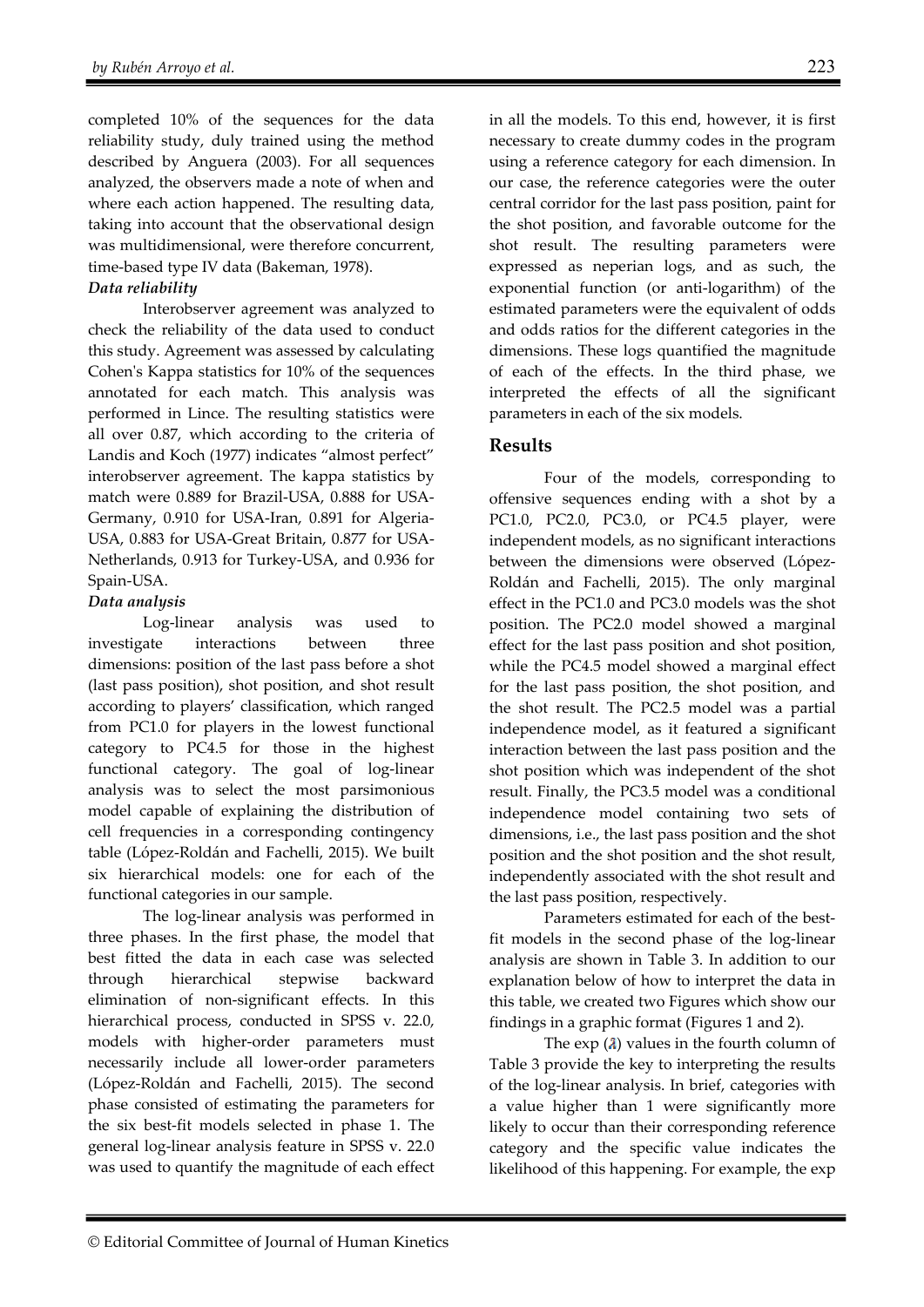completed 10% of the sequences for the data reliability study, duly trained using the method described by Anguera (2003). For all sequences analyzed, the observers made a note of when and where each action happened. The resulting data, taking into account that the observational design was multidimensional, were therefore concurrent, time-based type IV data (Bakeman, 1978).

***Data reliability***

Interobserver agreement was analyzed to check the reliability of the data used to conduct this study. Agreement was assessed by calculating Cohen's Kappa statistics for 10% of the sequences annotated for each match. This analysis was performed in Lince. The resulting statistics were all over 0.87, which according to the criteria of Landis and Koch (1977) indicates "almost perfect" interobserver agreement. The kappa statistics by match were 0.889 for Brazil-USA, 0.888 for USA-Germany, 0.910 for USA-Iran, 0.891 for Algeria-USA, 0.883 for USA-Great Britain, 0.877 for USA-Netherlands, 0.913 for Turkey-USA, and 0.936 for Spain-USA.

***Data analysis***

Log-linear analysis was used to investigate interactions between three dimensions: position of the last pass before a shot (last pass position), shot position, and shot result according to players' classification, which ranged from PC1.0 for players in the lowest functional category to PC4.5 for those in the highest functional category. The goal of log-linear analysis was to select the most parsimonious model capable of explaining the distribution of cell frequencies in a corresponding contingency table (López-Roldán and Fachelli, 2015). We built six hierarchical models: one for each of the functional categories in our sample.

The log-linear analysis was performed in three phases. In the first phase, the model that best fitted the data in each case was selected through hierarchical stepwise backward elimination of non-significant effects. In this hierarchical process, conducted in SPSS v. 22.0, models with higher-order parameters must necessarily include all lower-order parameters (López-Roldán and Fachelli, 2015). The second phase consisted of estimating the parameters for the six best-fit models selected in phase 1. The general log-linear analysis feature in SPSS v. 22.0 was used to quantify the magnitude of each effect in all the models. To this end, however, it is first necessary to create dummy codes in the program using a reference category for each dimension. In our case, the reference categories were the outer central corridor for the last pass position, paint for the shot position, and favorable outcome for the shot result. The resulting parameters were expressed as neperian logs, and as such, the exponential function (or anti-logarithm) of the estimated parameters were the equivalent of odds and odds ratios for the different categories in the dimensions. These logs quantified the magnitude of each of the effects. In the third phase, we interpreted the effects of all the significant parameters in each of the six models.

## Results

Four of the models, corresponding to offensive sequences ending with a shot by a PC1.0, PC2.0, PC3.0, or PC4.5 player, were independent models, as no significant interactions between the dimensions were observed (López-Roldán and Fachelli, 2015). The only marginal effect in the PC1.0 and PC3.0 models was the shot position. The PC2.0 model showed a marginal effect for the last pass position and shot position, while the PC4.5 model showed a marginal effect for the last pass position, the shot position, and the shot result. The PC2.5 model was a partial independence model, as it featured a significant interaction between the last pass position and the shot position which was independent of the shot result. Finally, the PC3.5 model was a conditional independence model containing two sets of dimensions, i.e., the last pass position and the shot position and the shot position and the shot result, independently associated with the shot result and the last pass position, respectively.

Parameters estimated for each of the best-fit models in the second phase of the log-linear analysis are shown in Table 3. In addition to our explanation below of how to interpret the data in this table, we created two Figures which show our findings in a graphic format (Figures 1 and 2).

The exp ($\lambda$) values in the fourth column of Table 3 provide the key to interpreting the results of the log-linear analysis. In brief, categories with a value higher than 1 were significantly more likely to occur than their corresponding reference category and the specific value indicates the likelihood of this happening. For example, the exp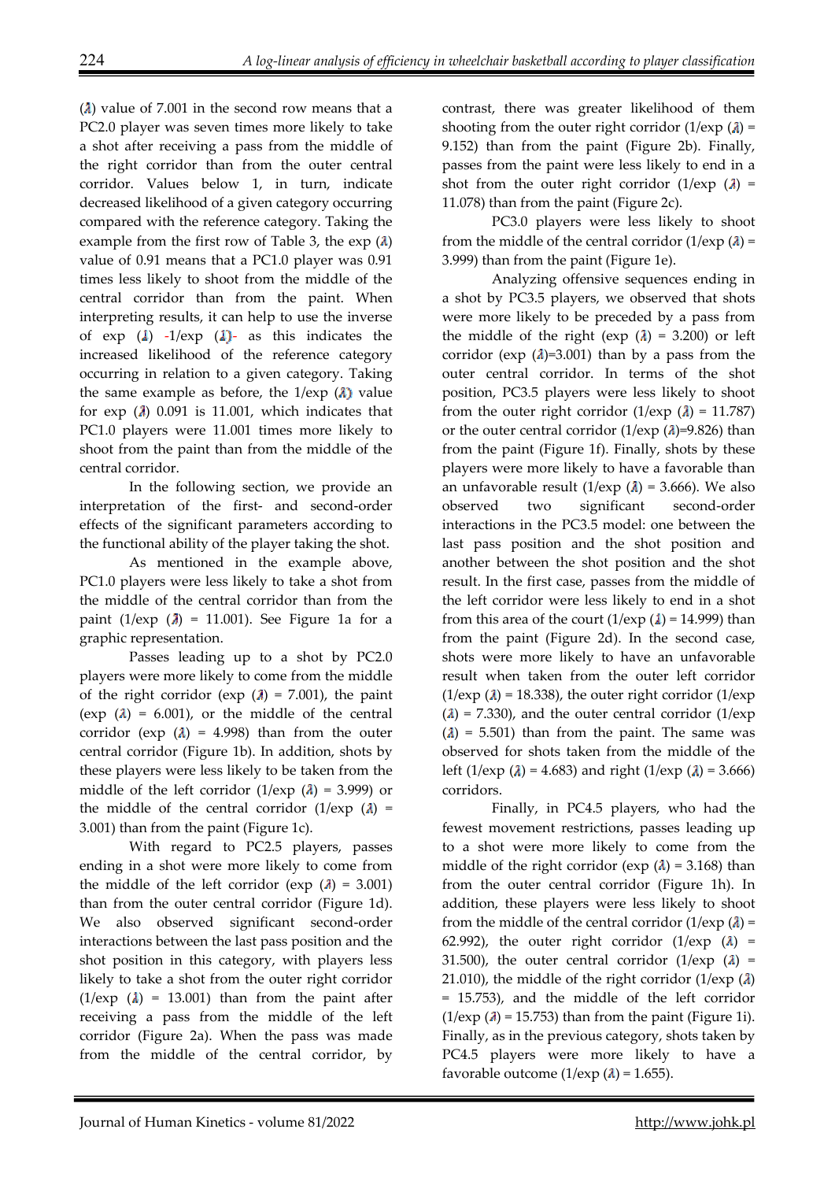($\lambda$) value of 7.001 in the second row means that a PC2.0 player was seven times more likely to take a shot after receiving a pass from the middle of the right corridor than from the outer central corridor. Values below 1, in turn, indicate decreased likelihood of a given category occurring compared with the reference category. Taking the example from the first row of Table 3, the exp ($\lambda$) value of 0.91 means that a PC1.0 player was 0.91 times less likely to shoot from the middle of the central corridor than from the paint. When interpreting results, it can help to use the inverse of exp ($\lambda$) -1/exp ($\lambda$)- as this indicates the increased likelihood of the reference category occurring in relation to a given category. Taking the same example as before, the 1/exp ($\lambda$) value for exp ($\lambda$) 0.091 is 11.001, which indicates that PC1.0 players were 11.001 times more likely to shoot from the paint than from the middle of the central corridor.

In the following section, we provide an interpretation of the first- and second-order effects of the significant parameters according to the functional ability of the player taking the shot.

As mentioned in the example above, PC1.0 players were less likely to take a shot from the middle of the central corridor than from the paint (1/exp ($\lambda$) = 11.001). See Figure 1a for a graphic representation.

Passes leading up to a shot by PC2.0 players were more likely to come from the middle of the right corridor (exp ($\lambda$) = 7.001), the paint (exp ($\lambda$) = 6.001), or the middle of the central corridor (exp ($\lambda$) = 4.998) than from the outer central corridor (Figure 1b). In addition, shots by these players were less likely to be taken from the middle of the left corridor (1/exp ($\lambda$) = 3.999) or the middle of the central corridor (1/exp ($\lambda$) = 3.001) than from the paint (Figure 1c).

With regard to PC2.5 players, passes ending in a shot were more likely to come from the middle of the left corridor (exp ($\lambda$) = 3.001) than from the outer central corridor (Figure 1d). We also observed significant second-order interactions between the last pass position and the shot position in this category, with players less likely to take a shot from the outer right corridor (1/exp ($\lambda$) = 13.001) than from the paint after receiving a pass from the middle of the left corridor (Figure 2a). When the pass was made from the middle of the central corridor, by contrast, there was greater likelihood of them shooting from the outer right corridor (1/exp ($\lambda$) = 9.152) than from the paint (Figure 2b). Finally, passes from the paint were less likely to end in a shot from the outer right corridor (1/exp ($\lambda$) = 11.078) than from the paint (Figure 2c).

PC3.0 players were less likely to shoot from the middle of the central corridor (1/exp ($\lambda$) = 3.999) than from the paint (Figure 1e).

Analyzing offensive sequences ending in a shot by PC3.5 players, we observed that shots were more likely to be preceded by a pass from the middle of the right (exp ($\lambda$) = 3.200) or left corridor (exp ($\lambda$)=3.001) than by a pass from the outer central corridor. In terms of the shot position, PC3.5 players were less likely to shoot from the outer right corridor (1/exp ($\lambda$) = 11.787) or the outer central corridor (1/exp ($\lambda$)=9.826) than from the paint (Figure 1f). Finally, shots by these players were more likely to have a favorable than an unfavorable result (1/exp ($\lambda$) = 3.666). We also observed two significant second-order interactions in the PC3.5 model: one between the last pass position and the shot position and another between the shot position and the shot result. In the first case, passes from the middle of the left corridor were less likely to end in a shot from this area of the court (1/exp ($\lambda$) = 14.999) than from the paint (Figure 2d). In the second case, shots were more likely to have an unfavorable result when taken from the outer left corridor (1/exp ($\lambda$) = 18.338), the outer right corridor (1/exp ($\lambda$) = 7.330), and the outer central corridor (1/exp ($\lambda$) = 5.501) than from the paint. The same was observed for shots taken from the middle of the left (1/exp ($\lambda$) = 4.683) and right (1/exp ($\lambda$) = 3.666) corridors.

Finally, in PC4.5 players, who had the fewest movement restrictions, passes leading up to a shot were more likely to come from the middle of the right corridor (exp ($\lambda$) = 3.168) than from the outer central corridor (Figure 1h). In addition, these players were less likely to shoot from the middle of the central corridor (1/exp ($\lambda$) = 62.992), the outer right corridor (1/exp ($\lambda$) = 31.500), the outer central corridor (1/exp ($\lambda$) = 21.010), the middle of the right corridor (1/exp ($\lambda$) = 15.753), and the middle of the left corridor (1/exp ($\lambda$) = 15.753) than from the paint (Figure 1i). Finally, as in the previous category, shots taken by PC4.5 players were more likely to have a favorable outcome (1/exp ($\lambda$) = 1.655).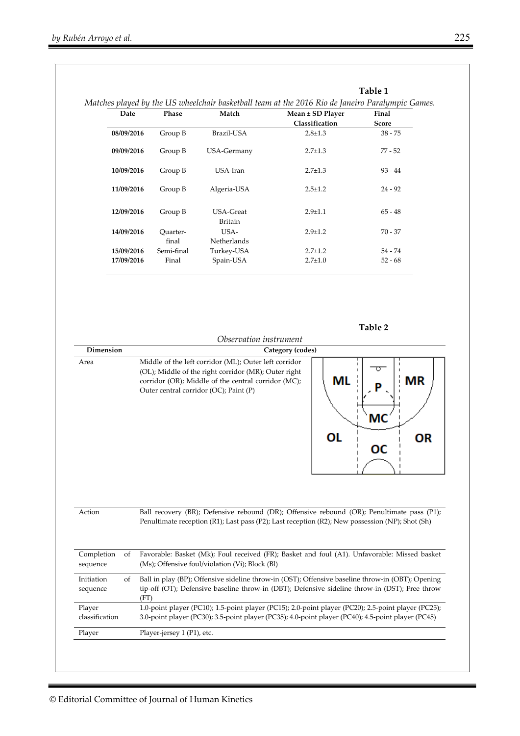**Table 1**

*Matches played by the US wheelchair basketball team at the 2016 Rio de Janeiro Paralympic Games.*

| Date | Phase | Match | Mean ± SD Player Classification | Final Score |
|---|---|---|---|---|
| **08/09/2016** | Group B | Brazil-USA | 2.8±1.3 | 38 - 75 |
| **09/09/2016** | Group B | USA-Germany | 2.7±1.3 | 77 - 52 |
| **10/09/2016** | Group B | USA-Iran | 2.7±1.3 | 93 - 44 |
| **11/09/2016** | Group B | Algeria-USA | 2.5±1.2 | 24 - 92 |
| **12/09/2016** | Group B | USA-Great Britain | 2.9±1.1 | 65 - 48 |
| **14/09/2016** | Quarter-final | USA-Netherlands | 2.9±1.2 | 70 - 37 |
| **15/09/2016** | Semi-final | Turkey-USA | 2.7±1.2 | 54 - 74 |
| **17/09/2016** | Final | Spain-USA | 2.7±1.0 | 52 - 68 |

**Table 2**

*Observation instrument*

| Dimension | Category (codes) |
|---|---|
| Area | Middle of the left corridor (ML); Outer left corridor (OL); Middle of the right corridor (MR); Outer right corridor (OR); Middle of the central corridor (MC); Outer central corridor (OC); Paint (P) |
| Action | Ball recovery (BR); Defensive rebound (DR); Offensive rebound (OR); Penultimate pass (P1); Penultimate reception (R1); Last pass (P2); Last reception (R2); New possession (NP); Shot (Sh) |
| Completion of sequence | Favorable: Basket (Mk); Foul received (FR); Basket and foul (A1). Unfavorable: Missed basket (Ms); Offensive foul/violation (Vi); Block (Bl) |
| Initiation of sequence | Ball in play (BP); Offensive sideline throw-in (OST); Offensive baseline throw-in (OBT); Opening tip-off (OT); Defensive baseline throw-in (DBT); Defensive sideline throw-in (DST); Free throw (FT) |
| Player classification | 1.0-point player (PC10); 1.5-point player (PC15); 2.0-point player (PC20); 2.5-point player (PC25); 3.0-point player (PC30); 3.5-point player (PC35); 4.0-point player (PC40); 4.5-point player (PC45) |
| Player | Player-jersey 1 (P1), etc. |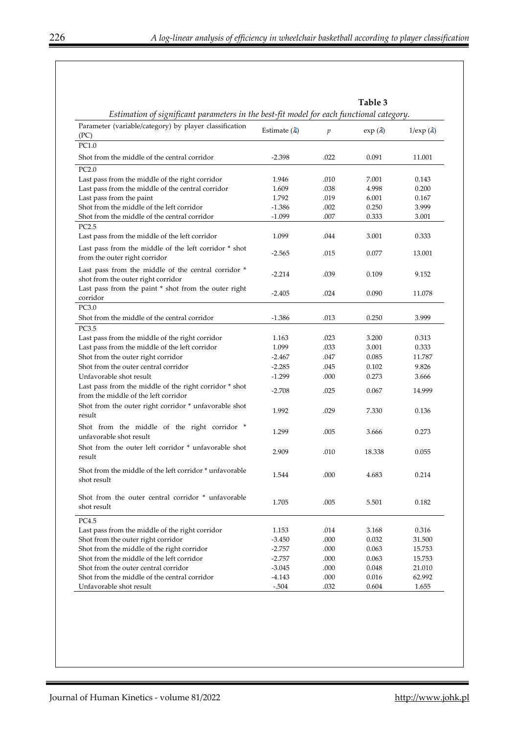**Table 3**

*Estimation of significant parameters in the best-fit model for each functional category.*

| Parameter (variable/category) by player classification (PC) | Estimate ($\lambda$) | $p$ | exp ($\lambda$) | 1/exp ($\lambda$) |
|---|---|---|---|---|
| PC1.0 | | | | |
| Shot from the middle of the central corridor | -2.398 | .022 | 0.091 | 11.001 |
| PC2.0 | | | | |
| Last pass from the middle of the right corridor | 1.946 | .010 | 7.001 | 0.143 |
| Last pass from the middle of the central corridor | 1.609 | .038 | 4.998 | 0.200 |
| Last pass from the paint | 1.792 | .019 | 6.001 | 0.167 |
| Shot from the middle of the left corridor | -1.386 | .002 | 0.250 | 3.999 |
| Shot from the middle of the central corridor | -1.099 | .007 | 0.333 | 3.001 |
| PC2.5 | | | | |
| Last pass from the middle of the left corridor | 1.099 | .044 | 3.001 | 0.333 |
| Last pass from the middle of the left corridor * shot from the outer right corridor | -2.565 | .015 | 0.077 | 13.001 |
| Last pass from the middle of the central corridor * shot from the outer right corridor | -2.214 | .039 | 0.109 | 9.152 |
| Last pass from the paint * shot from the outer right corridor | -2.405 | .024 | 0.090 | 11.078 |
| PC3.0 | | | | |
| Shot from the middle of the central corridor | -1.386 | .013 | 0.250 | 3.999 |
| PC3.5 | | | | |
| Last pass from the middle of the right corridor | 1.163 | .023 | 3.200 | 0.313 |
| Last pass from the middle of the left corridor | 1.099 | .033 | 3.001 | 0.333 |
| Shot from the outer right corridor | -2.467 | .047 | 0.085 | 11.787 |
| Shot from the outer central corridor | -2.285 | .045 | 0.102 | 9.826 |
| Unfavorable shot result | -1.299 | .000 | 0.273 | 3.666 |
| Last pass from the middle of the right corridor * shot from the middle of the left corridor | -2.708 | .025 | 0.067 | 14.999 |
| Shot from the outer right corridor * unfavorable shot result | 1.992 | .029 | 7.330 | 0.136 |
| Shot from the middle of the right corridor * unfavorable shot result | 1.299 | .005 | 3.666 | 0.273 |
| Shot from the outer left corridor * unfavorable shot result | 2.909 | .010 | 18.338 | 0.055 |
| Shot from the middle of the left corridor * unfavorable shot result | 1.544 | .000 | 4.683 | 0.214 |
| Shot from the outer central corridor * unfavorable shot result | 1.705 | .005 | 5.501 | 0.182 |
| PC4.5 | | | | |
| Last pass from the middle of the right corridor | 1.153 | .014 | 3.168 | 0.316 |
| Shot from the outer right corridor | -3.450 | .000 | 0.032 | 31.500 |
| Shot from the middle of the right corridor | -2.757 | .000 | 0.063 | 15.753 |
| Shot from the middle of the left corridor | -2.757 | .000 | 0.063 | 15.753 |
| Shot from the outer central corridor | -3.045 | .000 | 0.048 | 21.010 |
| Shot from the middle of the central corridor | -4.143 | .000 | 0.016 | 62.992 |
| Unfavorable shot result | -.504 | .032 | 0.604 | 1.655 |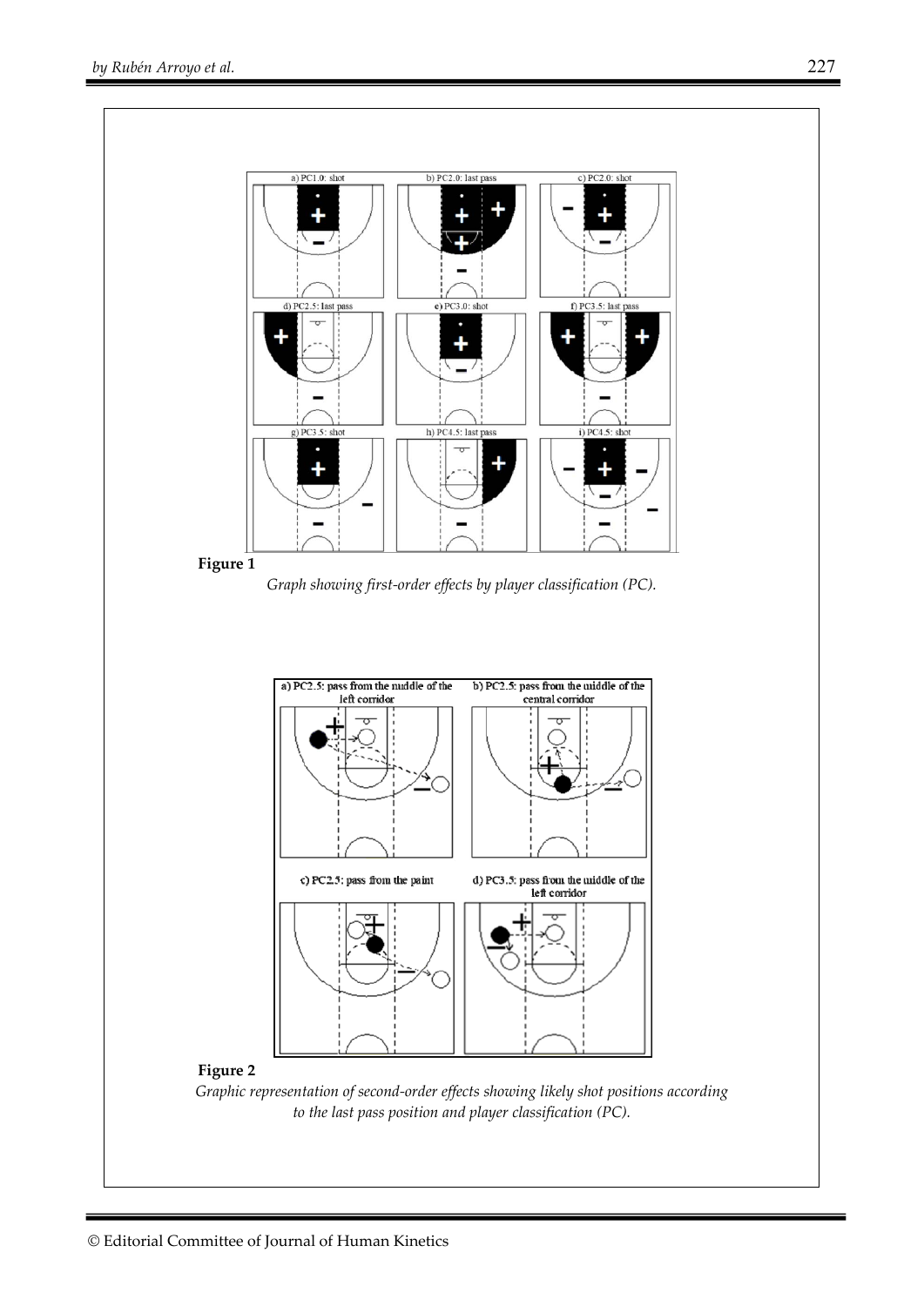**Figure 1**

*Graph showing first-order effects by player classification (PC).*

**Figure 2**

*Graphic representation of second-order effects showing likely shot positions according to the last pass position and player classification (PC).*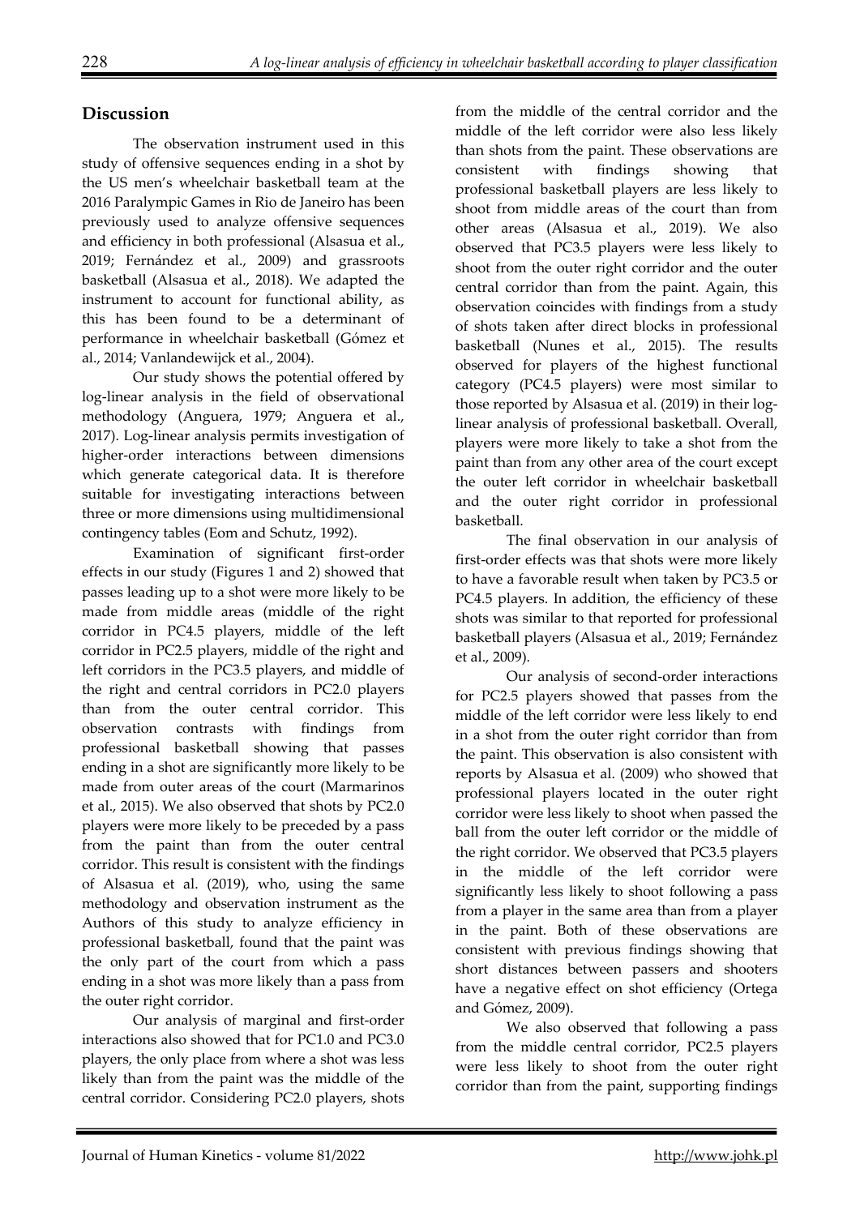## Discussion

The observation instrument used in this study of offensive sequences ending in a shot by the US men's wheelchair basketball team at the 2016 Paralympic Games in Rio de Janeiro has been previously used to analyze offensive sequences and efficiency in both professional (Alsasua et al., 2019; Fernández et al., 2009) and grassroots basketball (Alsasua et al., 2018). We adapted the instrument to account for functional ability, as this has been found to be a determinant of performance in wheelchair basketball (Gómez et al., 2014; Vanlandewijck et al., 2004).

Our study shows the potential offered by log-linear analysis in the field of observational methodology (Anguera, 1979; Anguera et al., 2017). Log-linear analysis permits investigation of higher-order interactions between dimensions which generate categorical data. It is therefore suitable for investigating interactions between three or more dimensions using multidimensional contingency tables (Eom and Schutz, 1992).

Examination of significant first-order effects in our study (Figures 1 and 2) showed that passes leading up to a shot were more likely to be made from middle areas (middle of the right corridor in PC4.5 players, middle of the left corridor in PC2.5 players, middle of the right and left corridors in the PC3.5 players, and middle of the right and central corridors in PC2.0 players than from the outer central corridor. This observation contrasts with findings from professional basketball showing that passes ending in a shot are significantly more likely to be made from outer areas of the court (Marmarinos et al., 2015). We also observed that shots by PC2.0 players were more likely to be preceded by a pass from the paint than from the outer central corridor. This result is consistent with the findings of Alsasua et al. (2019), who, using the same methodology and observation instrument as the Authors of this study to analyze efficiency in professional basketball, found that the paint was the only part of the court from which a pass ending in a shot was more likely than a pass from the outer right corridor.

Our analysis of marginal and first-order interactions also showed that for PC1.0 and PC3.0 players, the only place from where a shot was less likely than from the paint was the middle of the central corridor. Considering PC2.0 players, shots from the middle of the central corridor and the middle of the left corridor were also less likely than shots from the paint. These observations are consistent with findings showing that professional basketball players are less likely to shoot from middle areas of the court than from other areas (Alsasua et al., 2019). We also observed that PC3.5 players were less likely to shoot from the outer right corridor and the outer central corridor than from the paint. Again, this observation coincides with findings from a study of shots taken after direct blocks in professional basketball (Nunes et al., 2015). The results observed for players of the highest functional category (PC4.5 players) were most similar to those reported by Alsasua et al. (2019) in their log-linear analysis of professional basketball. Overall, players were more likely to take a shot from the paint than from any other area of the court except the outer left corridor in wheelchair basketball and the outer right corridor in professional basketball.

The final observation in our analysis of first-order effects was that shots were more likely to have a favorable result when taken by PC3.5 or PC4.5 players. In addition, the efficiency of these shots was similar to that reported for professional basketball players (Alsasua et al., 2019; Fernández et al., 2009).

Our analysis of second-order interactions for PC2.5 players showed that passes from the middle of the left corridor were less likely to end in a shot from the outer right corridor than from the paint. This observation is also consistent with reports by Alsasua et al. (2009) who showed that professional players located in the outer right corridor were less likely to shoot when passed the ball from the outer left corridor or the middle of the right corridor. We observed that PC3.5 players in the middle of the left corridor were significantly less likely to shoot following a pass from a player in the same area than from a player in the paint. Both of these observations are consistent with previous findings showing that short distances between passers and shooters have a negative effect on shot efficiency (Ortega and Gómez, 2009).

We also observed that following a pass from the middle central corridor, PC2.5 players were less likely to shoot from the outer right corridor than from the paint, supporting findings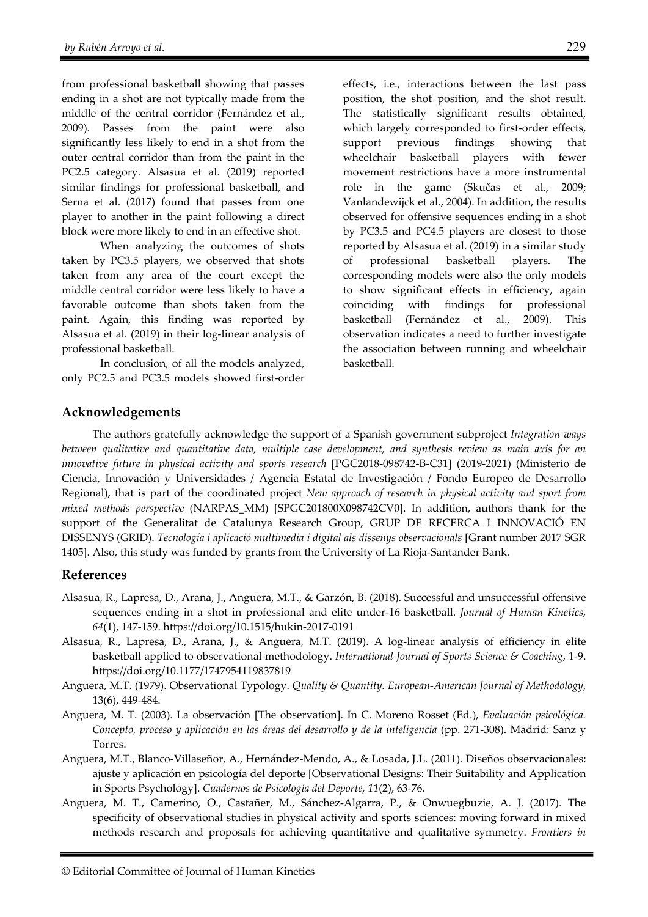from professional basketball showing that passes ending in a shot are not typically made from the middle of the central corridor (Fernández et al., 2009). Passes from the paint were also significantly less likely to end in a shot from the outer central corridor than from the paint in the PC2.5 category. Alsasua et al. (2019) reported similar findings for professional basketball, and Serna et al. (2017) found that passes from one player to another in the paint following a direct block were more likely to end in an effective shot.

When analyzing the outcomes of shots taken by PC3.5 players, we observed that shots taken from any area of the court except the middle central corridor were less likely to have a favorable outcome than shots taken from the paint. Again, this finding was reported by Alsasua et al. (2019) in their log-linear analysis of professional basketball.

In conclusion, of all the models analyzed, only PC2.5 and PC3.5 models showed first-order effects, i.e., interactions between the last pass position, the shot position, and the shot result. The statistically significant results obtained, which largely corresponded to first-order effects, support previous findings showing that wheelchair basketball players with fewer movement restrictions have a more instrumental role in the game (Skučas et al., 2009; Vanlandewijck et al., 2004). In addition, the results observed for offensive sequences ending in a shot by PC3.5 and PC4.5 players are closest to those reported by Alsasua et al. (2019) in a similar study of professional basketball players. The corresponding models were also the only models to show significant effects in efficiency, again coinciding with findings for professional basketball (Fernández et al., 2009). This observation indicates a need to further investigate the association between running and wheelchair basketball.

## Acknowledgements

The authors gratefully acknowledge the support of a Spanish government subproject *Integration ways between qualitative and quantitative data, multiple case development, and synthesis review as main axis for an innovative future in physical activity and sports research* [PGC2018-098742-B-C31] (2019-2021) (Ministerio de Ciencia, Innovación y Universidades / Agencia Estatal de Investigación / Fondo Europeo de Desarrollo Regional), that is part of the coordinated project *New approach of research in physical activity and sport from mixed methods perspective* (NARPAS_MM) [SPGC201800X098742CV0]. In addition, authors thank for the support of the Generalitat de Catalunya Research Group, GRUP DE RECERCA I INNOVACIÓ EN DISSENYS (GRID). *Tecnología i aplicació multimedia i digital als dissenys observacionals* [Grant number 2017 SGR 1405]. Also, this study was funded by grants from the University of La Rioja-Santander Bank.

## References

Alsasua, R., Lapresa, D., Arana, J., Anguera, M.T., & Garzón, B. (2018). Successful and unsuccessful offensive sequences ending in a shot in professional and elite under-16 basketball. *Journal of Human Kinetics, 64*(1), 147-159. https://doi.org/10.1515/hukin-2017-0191

Alsasua, R., Lapresa, D., Arana, J., & Anguera, M.T. (2019). A log-linear analysis of efficiency in elite basketball applied to observational methodology. *International Journal of Sports Science & Coaching*, 1-9. https://doi.org/10.1177/1747954119837819

Anguera, M.T. (1979). Observational Typology. *Quality & Quantity. European-American Journal of Methodology*, 13(6), 449-484.

Anguera, M. T. (2003). La observación [The observation]. In C. Moreno Rosset (Ed.), *Evaluación psicológica. Concepto, proceso y aplicación en las áreas del desarrollo y de la inteligencia* (pp. 271-308). Madrid: Sanz y Torres.

Anguera, M.T., Blanco-Villaseñor, A., Hernández-Mendo, A., & Losada, J.L. (2011). Diseños observacionales: ajuste y aplicación en psicología del deporte [Observational Designs: Their Suitability and Application in Sports Psychology]. *Cuadernos de Psicología del Deporte, 11*(2), 63-76.

Anguera, M. T., Camerino, O., Castañer, M., Sánchez-Algarra, P., & Onwuegbuzie, A. J. (2017). The specificity of observational studies in physical activity and sports sciences: moving forward in mixed methods research and proposals for achieving quantitative and qualitative symmetry. *Frontiers in*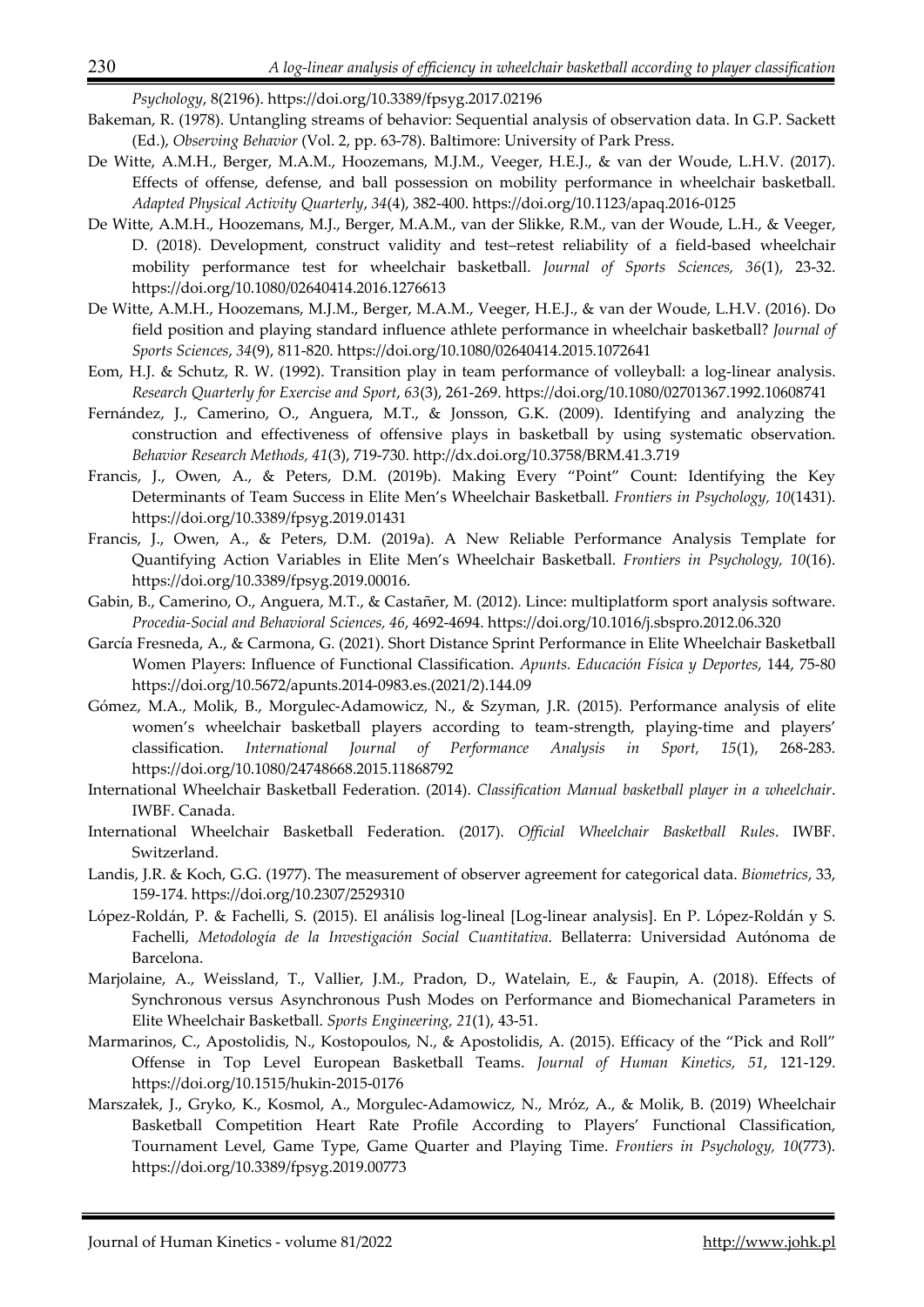*Psychology*, 8(2196). https://doi.org/10.3389/fpsyg.2017.02196

Bakeman, R. (1978). Untangling streams of behavior: Sequential analysis of observation data. In G.P. Sackett (Ed.), *Observing Behavior* (Vol. 2, pp. 63-78). Baltimore: University of Park Press.

De Witte, A.M.H., Berger, M.A.M., Hoozemans, M.J.M., Veeger, H.E.J., & van der Woude, L.H.V. (2017). Effects of offense, defense, and ball possession on mobility performance in wheelchair basketball. *Adapted Physical Activity Quarterly*, *34*(4), 382-400. https://doi.org/10.1123/apaq.2016-0125

De Witte, A.M.H., Hoozemans, M.J., Berger, M.A.M., van der Slikke, R.M., van der Woude, L.H., & Veeger, D. (2018). Development, construct validity and test–retest reliability of a field-based wheelchair mobility performance test for wheelchair basketball. *Journal of Sports Sciences, 36*(1), 23-32. https://doi.org/10.1080/02640414.2016.1276613

De Witte, A.M.H., Hoozemans, M.J.M., Berger, M.A.M., Veeger, H.E.J., & van der Woude, L.H.V. (2016). Do field position and playing standard influence athlete performance in wheelchair basketball? *Journal of Sports Sciences*, *34*(9), 811-820. https://doi.org/10.1080/02640414.2015.1072641

Eom, H.J. & Schutz, R. W. (1992). Transition play in team performance of volleyball: a log-linear analysis. *Research Quarterly for Exercise and Sport*, *63*(3), 261-269. https://doi.org/10.1080/02701367.1992.10608741

Fernández, J., Camerino, O., Anguera, M.T., & Jonsson, G.K. (2009). Identifying and analyzing the construction and effectiveness of offensive plays in basketball by using systematic observation. *Behavior Research Methods, 41*(3), 719-730. http://dx.doi.org/10.3758/BRM.41.3.719

Francis, J., Owen, A., & Peters, D.M. (2019b). Making Every "Point" Count: Identifying the Key Determinants of Team Success in Elite Men's Wheelchair Basketball. *Frontiers in Psychology, 10*(1431). https://doi.org/10.3389/fpsyg.2019.01431

Francis, J., Owen, A., & Peters, D.M. (2019a). A New Reliable Performance Analysis Template for Quantifying Action Variables in Elite Men's Wheelchair Basketball. *Frontiers in Psychology, 10*(16). https://doi.org/10.3389/fpsyg.2019.00016.

Gabin, B., Camerino, O., Anguera, M.T., & Castañer, M. (2012). Lince: multiplatform sport analysis software. *Procedia-Social and Behavioral Sciences, 46*, 4692-4694. https://doi.org/10.1016/j.sbspro.2012.06.320

García Fresneda, A., & Carmona, G. (2021). Short Distance Sprint Performance in Elite Wheelchair Basketball Women Players: Influence of Functional Classification. *Apunts. Educación Física y Deportes*, 144, 75-80 https://doi.org/10.5672/apunts.2014-0983.es.(2021/2).144.09

Gómez, M.A., Molik, B., Morgulec-Adamowicz, N., & Szyman, J.R. (2015). Performance analysis of elite women's wheelchair basketball players according to team-strength, playing-time and players' classification. *International Journal of Performance Analysis in Sport, 15*(1), 268-283. https://doi.org/10.1080/24748668.2015.11868792

International Wheelchair Basketball Federation. (2014). *Classification Manual basketball player in a wheelchair*. IWBF. Canada.

International Wheelchair Basketball Federation. (2017). *Official Wheelchair Basketball Rules*. IWBF. Switzerland.

Landis, J.R. & Koch, G.G. (1977). The measurement of observer agreement for categorical data. *Biometrics*, 33, 159-174. https://doi.org/10.2307/2529310

López-Roldán, P. & Fachelli, S. (2015). El análisis log-lineal [Log-linear analysis]. En P. López-Roldán y S. Fachelli, *Metodología de la Investigación Social Cuantitativa*. Bellaterra: Universidad Autónoma de Barcelona.

Marjolaine, A., Weissland, T., Vallier, J.M., Pradon, D., Watelain, E., & Faupin, A. (2018). Effects of Synchronous versus Asynchronous Push Modes on Performance and Biomechanical Parameters in Elite Wheelchair Basketball. *Sports Engineering, 21*(1), 43-51.

Marmarinos, C., Apostolidis, N., Kostopoulos, N., & Apostolidis, A. (2015). Efficacy of the "Pick and Roll" Offense in Top Level European Basketball Teams. *Journal of Human Kinetics, 51*, 121-129. https://doi.org/10.1515/hukin-2015-0176

Marszałek, J., Gryko, K., Kosmol, A., Morgulec-Adamowicz, N., Mróz, A., & Molik, B. (2019) Wheelchair Basketball Competition Heart Rate Profile According to Players' Functional Classification, Tournament Level, Game Type, Game Quarter and Playing Time. *Frontiers in Psychology, 10*(773). https://doi.org/10.3389/fpsyg.2019.00773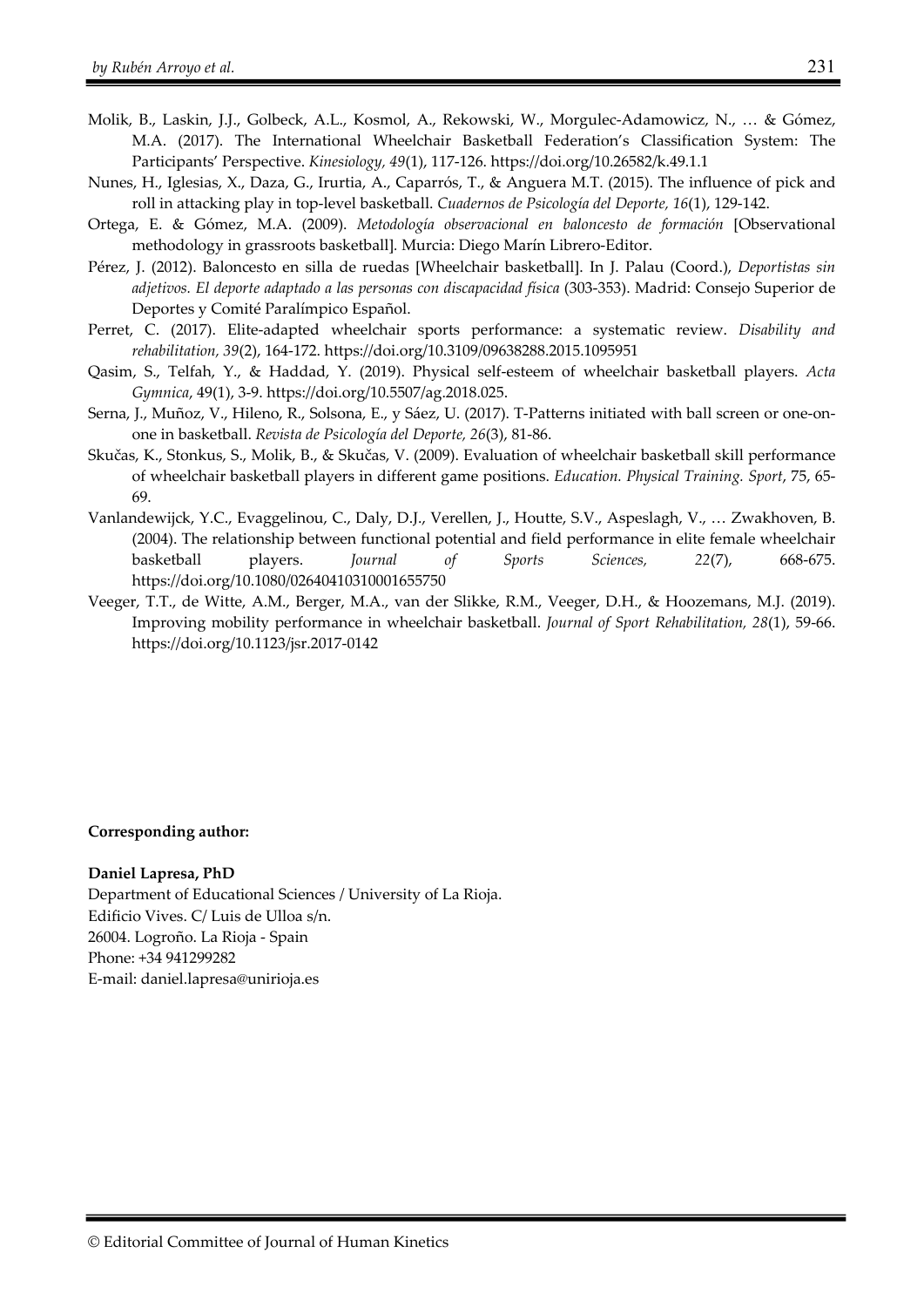Molik, B., Laskin, J.J., Golbeck, A.L., Kosmol, A., Rekowski, W., Morgulec-Adamowicz, N., … & Gómez, M.A. (2017). The International Wheelchair Basketball Federation's Classification System: The Participants' Perspective. *Kinesiology, 49*(1), 117-126. https://doi.org/10.26582/k.49.1.1

Nunes, H., Iglesias, X., Daza, G., Irurtia, A., Caparrós, T., & Anguera M.T. (2015). The influence of pick and roll in attacking play in top-level basketball. *Cuadernos de Psicología del Deporte, 16*(1), 129-142.

Ortega, E. & Gómez, M.A. (2009). *Metodología observacional en baloncesto de formación* [Observational methodology in grassroots basketball]. Murcia: Diego Marín Librero-Editor.

Pérez, J. (2012). Baloncesto en silla de ruedas [Wheelchair basketball]. In J. Palau (Coord.), *Deportistas sin adjetivos. El deporte adaptado a las personas con discapacidad física* (303-353). Madrid: Consejo Superior de Deportes y Comité Paralímpico Español.

Perret, C. (2017). Elite-adapted wheelchair sports performance: a systematic review. *Disability and rehabilitation, 39*(2), 164-172. https://doi.org/10.3109/09638288.2015.1095951

Qasim, S., Telfah, Y., & Haddad, Y. (2019). Physical self-esteem of wheelchair basketball players. *Acta Gymnica*, 49(1), 3-9. https://doi.org/10.5507/ag.2018.025.

Serna, J., Muñoz, V., Hileno, R., Solsona, E., y Sáez, U. (2017). T-Patterns initiated with ball screen or one-on-one in basketball. *Revista de Psicología del Deporte, 26*(3), 81-86.

Skučas, K., Stonkus, S., Molik, B., & Skučas, V. (2009). Evaluation of wheelchair basketball skill performance of wheelchair basketball players in different game positions. *Education. Physical Training. Sport*, 75, 65-69.

Vanlandewijck, Y.C., Evaggelinou, C., Daly, D.J., Verellen, J., Houtte, S.V., Aspeslagh, V., … Zwakhoven, B. (2004). The relationship between functional potential and field performance in elite female wheelchair basketball players. *Journal of Sports Sciences, 22*(7), 668-675. https://doi.org/10.1080/02640410310001655750

Veeger, T.T., de Witte, A.M., Berger, M.A., van der Slikke, R.M., Veeger, D.H., & Hoozemans, M.J. (2019). Improving mobility performance in wheelchair basketball. *Journal of Sport Rehabilitation, 28*(1), 59-66. https://doi.org/10.1123/jsr.2017-0142

**Corresponding author:**

**Daniel Lapresa, PhD**
Department of Educational Sciences / University of La Rioja.
Edificio Vives. C/ Luis de Ulloa s/n.
26004. Logroño. La Rioja - Spain
Phone: +34 941299282
E-mail: daniel.lapresa@unirioja.es